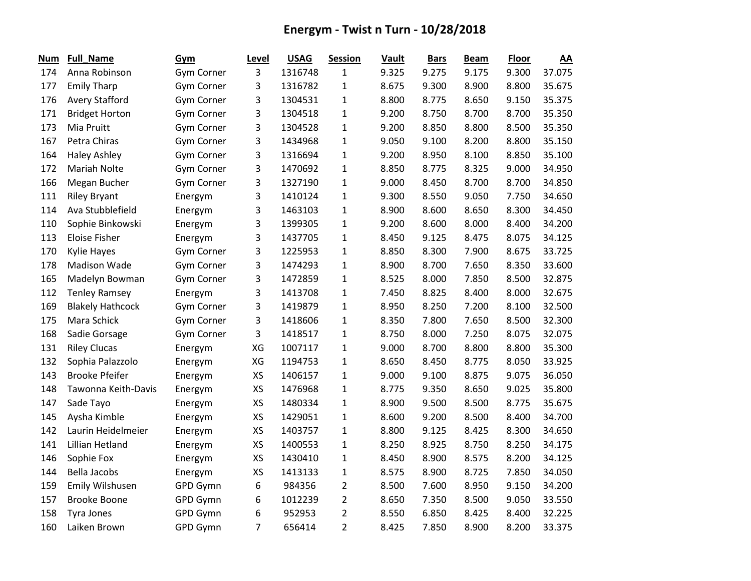# Energym - Twist n Turn - 10/28/2018

| Num | Full_Name | Gym | Level | USAG | Session | Vault | Bars | Beam | Floor | AA |
|---|---|---|---|---|---|---|---|---|---|---|
| 174 | Anna Robinson | Gym Corner | 3 | 1316748 | 1 | 9.325 | 9.275 | 9.175 | 9.300 | 37.075 |
| 177 | Emily Tharp | Gym Corner | 3 | 1316782 | 1 | 8.675 | 9.300 | 8.900 | 8.800 | 35.675 |
| 176 | Avery Stafford | Gym Corner | 3 | 1304531 | 1 | 8.800 | 8.775 | 8.650 | 9.150 | 35.375 |
| 171 | Bridget Horton | Gym Corner | 3 | 1304518 | 1 | 9.200 | 8.750 | 8.700 | 8.700 | 35.350 |
| 173 | Mia Pruitt | Gym Corner | 3 | 1304528 | 1 | 9.200 | 8.850 | 8.800 | 8.500 | 35.350 |
| 167 | Petra Chiras | Gym Corner | 3 | 1434968 | 1 | 9.050 | 9.100 | 8.200 | 8.800 | 35.150 |
| 164 | Haley Ashley | Gym Corner | 3 | 1316694 | 1 | 9.200 | 8.950 | 8.100 | 8.850 | 35.100 |
| 172 | Mariah Nolte | Gym Corner | 3 | 1470692 | 1 | 8.850 | 8.775 | 8.325 | 9.000 | 34.950 |
| 166 | Megan Bucher | Gym Corner | 3 | 1327190 | 1 | 9.000 | 8.450 | 8.700 | 8.700 | 34.850 |
| 111 | Riley Bryant | Energym | 3 | 1410124 | 1 | 9.300 | 8.550 | 9.050 | 7.750 | 34.650 |
| 114 | Ava Stubblefield | Energym | 3 | 1463103 | 1 | 8.900 | 8.600 | 8.650 | 8.300 | 34.450 |
| 110 | Sophie Binkowski | Energym | 3 | 1399305 | 1 | 9.200 | 8.600 | 8.000 | 8.400 | 34.200 |
| 113 | Eloise Fisher | Energym | 3 | 1437705 | 1 | 8.450 | 9.125 | 8.475 | 8.075 | 34.125 |
| 170 | Kylie Hayes | Gym Corner | 3 | 1225953 | 1 | 8.850 | 8.300 | 7.900 | 8.675 | 33.725 |
| 178 | Madison Wade | Gym Corner | 3 | 1474293 | 1 | 8.900 | 8.700 | 7.650 | 8.350 | 33.600 |
| 165 | Madelyn Bowman | Gym Corner | 3 | 1472859 | 1 | 8.525 | 8.000 | 7.850 | 8.500 | 32.875 |
| 112 | Tenley Ramsey | Energym | 3 | 1413708 | 1 | 7.450 | 8.825 | 8.400 | 8.000 | 32.675 |
| 169 | Blakely Hathcock | Gym Corner | 3 | 1419879 | 1 | 8.950 | 8.250 | 7.200 | 8.100 | 32.500 |
| 175 | Mara Schick | Gym Corner | 3 | 1418606 | 1 | 8.350 | 7.800 | 7.650 | 8.500 | 32.300 |
| 168 | Sadie Gorsage | Gym Corner | 3 | 1418517 | 1 | 8.750 | 8.000 | 7.250 | 8.075 | 32.075 |
| 131 | Riley Clucas | Energym | XG | 1007117 | 1 | 9.000 | 8.700 | 8.800 | 8.800 | 35.300 |
| 132 | Sophia Palazzolo | Energym | XG | 1194753 | 1 | 8.650 | 8.450 | 8.775 | 8.050 | 33.925 |
| 143 | Brooke Pfeifer | Energym | XS | 1406157 | 1 | 9.000 | 9.100 | 8.875 | 9.075 | 36.050 |
| 148 | Tawonna Keith-Davis | Energym | XS | 1476968 | 1 | 8.775 | 9.350 | 8.650 | 9.025 | 35.800 |
| 147 | Sade Tayo | Energym | XS | 1480334 | 1 | 8.900 | 9.500 | 8.500 | 8.775 | 35.675 |
| 145 | Aysha Kimble | Energym | XS | 1429051 | 1 | 8.600 | 9.200 | 8.500 | 8.400 | 34.700 |
| 142 | Laurin Heidelmeier | Energym | XS | 1403757 | 1 | 8.800 | 9.125 | 8.425 | 8.300 | 34.650 |
| 141 | Lillian Hetland | Energym | XS | 1400553 | 1 | 8.250 | 8.925 | 8.750 | 8.250 | 34.175 |
| 146 | Sophie Fox | Energym | XS | 1430410 | 1 | 8.450 | 8.900 | 8.575 | 8.200 | 34.125 |
| 144 | Bella Jacobs | Energym | XS | 1413133 | 1 | 8.575 | 8.900 | 8.725 | 7.850 | 34.050 |
| 159 | Emily Wilshusen | GPD Gymn | 6 | 984356 | 2 | 8.500 | 7.600 | 8.950 | 9.150 | 34.200 |
| 157 | Brooke Boone | GPD Gymn | 6 | 1012239 | 2 | 8.650 | 7.350 | 8.500 | 9.050 | 33.550 |
| 158 | Tyra Jones | GPD Gymn | 6 | 952953 | 2 | 8.550 | 6.850 | 8.425 | 8.400 | 32.225 |
| 160 | Laiken Brown | GPD Gymn | 7 | 656414 | 2 | 8.425 | 7.850 | 8.900 | 8.200 | 33.375 |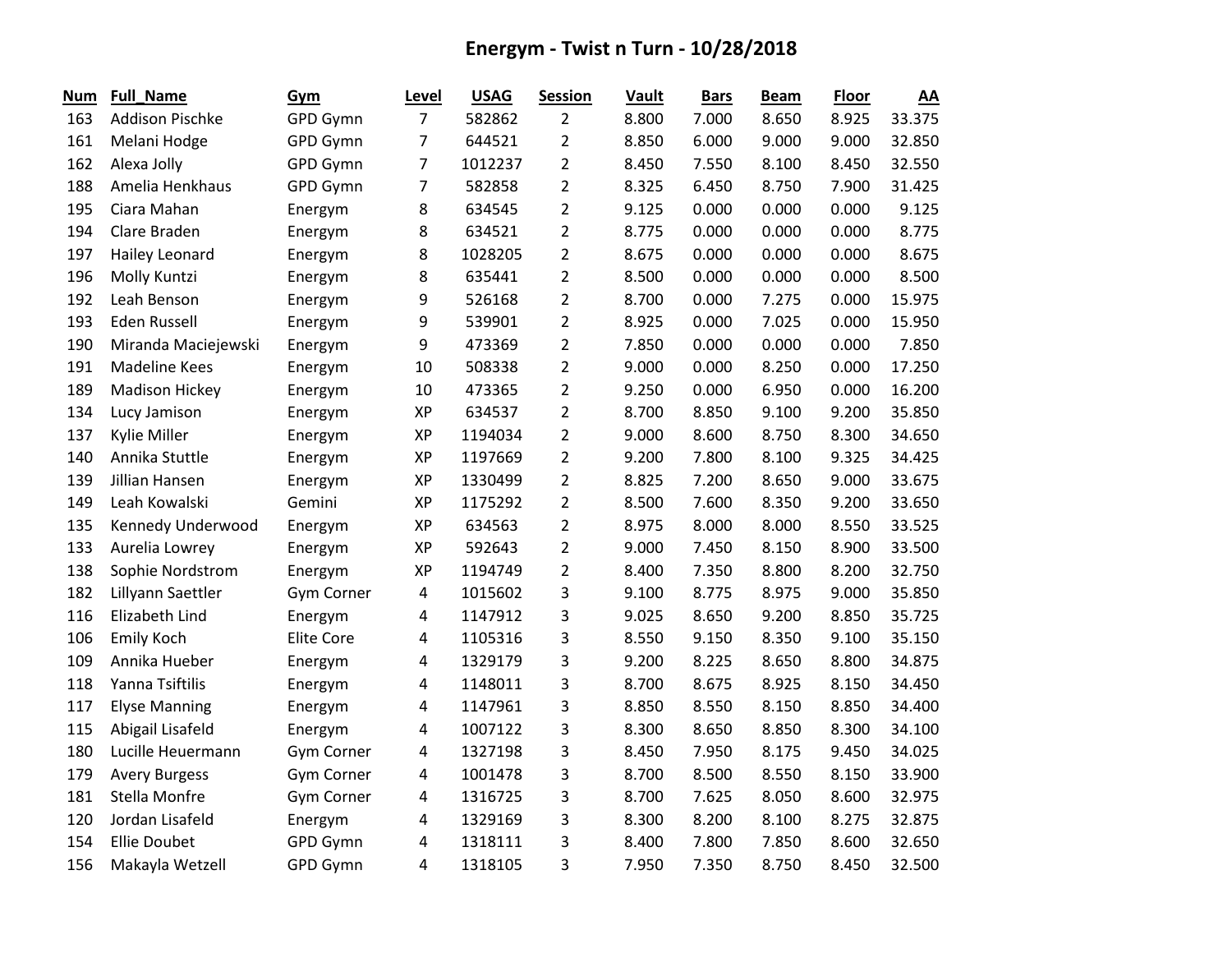# Energym - Twist n Turn - 10/28/2018

| Num | Full_Name | Gym | Level | USAG | Session | Vault | Bars | Beam | Floor | AA |
|---|---|---|---|---|---|---|---|---|---|---|
| 163 | Addison Pischke | GPD Gymn | 7 | 582862 | 2 | 8.800 | 7.000 | 8.650 | 8.925 | 33.375 |
| 161 | Melani Hodge | GPD Gymn | 7 | 644521 | 2 | 8.850 | 6.000 | 9.000 | 9.000 | 32.850 |
| 162 | Alexa Jolly | GPD Gymn | 7 | 1012237 | 2 | 8.450 | 7.550 | 8.100 | 8.450 | 32.550 |
| 188 | Amelia Henkhaus | GPD Gymn | 7 | 582858 | 2 | 8.325 | 6.450 | 8.750 | 7.900 | 31.425 |
| 195 | Ciara Mahan | Energym | 8 | 634545 | 2 | 9.125 | 0.000 | 0.000 | 0.000 | 9.125 |
| 194 | Clare Braden | Energym | 8 | 634521 | 2 | 8.775 | 0.000 | 0.000 | 0.000 | 8.775 |
| 197 | Hailey Leonard | Energym | 8 | 1028205 | 2 | 8.675 | 0.000 | 0.000 | 0.000 | 8.675 |
| 196 | Molly Kuntzi | Energym | 8 | 635441 | 2 | 8.500 | 0.000 | 0.000 | 0.000 | 8.500 |
| 192 | Leah Benson | Energym | 9 | 526168 | 2 | 8.700 | 0.000 | 7.275 | 0.000 | 15.975 |
| 193 | Eden Russell | Energym | 9 | 539901 | 2 | 8.925 | 0.000 | 7.025 | 0.000 | 15.950 |
| 190 | Miranda Maciejewski | Energym | 9 | 473369 | 2 | 7.850 | 0.000 | 0.000 | 0.000 | 7.850 |
| 191 | Madeline Kees | Energym | 10 | 508338 | 2 | 9.000 | 0.000 | 8.250 | 0.000 | 17.250 |
| 189 | Madison Hickey | Energym | 10 | 473365 | 2 | 9.250 | 0.000 | 6.950 | 0.000 | 16.200 |
| 134 | Lucy Jamison | Energym | XP | 634537 | 2 | 8.700 | 8.850 | 9.100 | 9.200 | 35.850 |
| 137 | Kylie Miller | Energym | XP | 1194034 | 2 | 9.000 | 8.600 | 8.750 | 8.300 | 34.650 |
| 140 | Annika Stuttle | Energym | XP | 1197669 | 2 | 9.200 | 7.800 | 8.100 | 9.325 | 34.425 |
| 139 | Jillian Hansen | Energym | XP | 1330499 | 2 | 8.825 | 7.200 | 8.650 | 9.000 | 33.675 |
| 149 | Leah Kowalski | Gemini | XP | 1175292 | 2 | 8.500 | 7.600 | 8.350 | 9.200 | 33.650 |
| 135 | Kennedy Underwood | Energym | XP | 634563 | 2 | 8.975 | 8.000 | 8.000 | 8.550 | 33.525 |
| 133 | Aurelia Lowrey | Energym | XP | 592643 | 2 | 9.000 | 7.450 | 8.150 | 8.900 | 33.500 |
| 138 | Sophie Nordstrom | Energym | XP | 1194749 | 2 | 8.400 | 7.350 | 8.800 | 8.200 | 32.750 |
| 182 | Lillyann Saettler | Gym Corner | 4 | 1015602 | 3 | 9.100 | 8.775 | 8.975 | 9.000 | 35.850 |
| 116 | Elizabeth Lind | Energym | 4 | 1147912 | 3 | 9.025 | 8.650 | 9.200 | 8.850 | 35.725 |
| 106 | Emily Koch | Elite Core | 4 | 1105316 | 3 | 8.550 | 9.150 | 8.350 | 9.100 | 35.150 |
| 109 | Annika Hueber | Energym | 4 | 1329179 | 3 | 9.200 | 8.225 | 8.650 | 8.800 | 34.875 |
| 118 | Yanna Tsiftilis | Energym | 4 | 1148011 | 3 | 8.700 | 8.675 | 8.925 | 8.150 | 34.450 |
| 117 | Elyse Manning | Energym | 4 | 1147961 | 3 | 8.850 | 8.550 | 8.150 | 8.850 | 34.400 |
| 115 | Abigail Lisafeld | Energym | 4 | 1007122 | 3 | 8.300 | 8.650 | 8.850 | 8.300 | 34.100 |
| 180 | Lucille Heuermann | Gym Corner | 4 | 1327198 | 3 | 8.450 | 7.950 | 8.175 | 9.450 | 34.025 |
| 179 | Avery Burgess | Gym Corner | 4 | 1001478 | 3 | 8.700 | 8.500 | 8.550 | 8.150 | 33.900 |
| 181 | Stella Monfre | Gym Corner | 4 | 1316725 | 3 | 8.700 | 7.625 | 8.050 | 8.600 | 32.975 |
| 120 | Jordan Lisafeld | Energym | 4 | 1329169 | 3 | 8.300 | 8.200 | 8.100 | 8.275 | 32.875 |
| 154 | Ellie Doubet | GPD Gymn | 4 | 1318111 | 3 | 8.400 | 7.800 | 7.850 | 8.600 | 32.650 |
| 156 | Makayla Wetzell | GPD Gymn | 4 | 1318105 | 3 | 7.950 | 7.350 | 8.750 | 8.450 | 32.500 |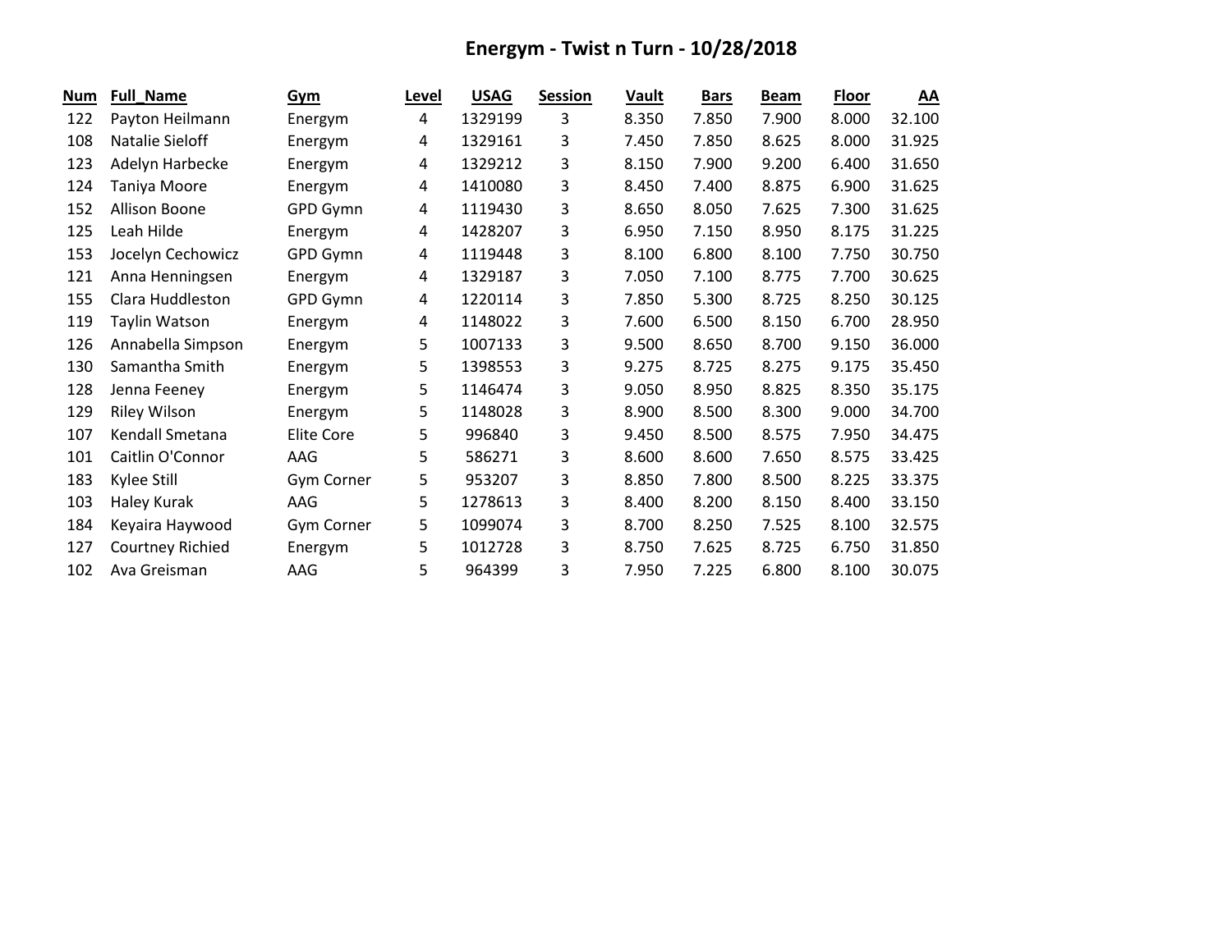# Energym - Twist n Turn - 10/28/2018

| Num | Full_Name | Gym | Level | USAG | Session | Vault | Bars | Beam | Floor | AA |
|---|---|---|---|---|---|---|---|---|---|---|
| 122 | Payton Heilmann | Energym | 4 | 1329199 | 3 | 8.350 | 7.850 | 7.900 | 8.000 | 32.100 |
| 108 | Natalie Sieloff | Energym | 4 | 1329161 | 3 | 7.450 | 7.850 | 8.625 | 8.000 | 31.925 |
| 123 | Adelyn Harbecke | Energym | 4 | 1329212 | 3 | 8.150 | 7.900 | 9.200 | 6.400 | 31.650 |
| 124 | Taniya Moore | Energym | 4 | 1410080 | 3 | 8.450 | 7.400 | 8.875 | 6.900 | 31.625 |
| 152 | Allison Boone | GPD Gymn | 4 | 1119430 | 3 | 8.650 | 8.050 | 7.625 | 7.300 | 31.625 |
| 125 | Leah Hilde | Energym | 4 | 1428207 | 3 | 6.950 | 7.150 | 8.950 | 8.175 | 31.225 |
| 153 | Jocelyn Cechowicz | GPD Gymn | 4 | 1119448 | 3 | 8.100 | 6.800 | 8.100 | 7.750 | 30.750 |
| 121 | Anna Henningsen | Energym | 4 | 1329187 | 3 | 7.050 | 7.100 | 8.775 | 7.700 | 30.625 |
| 155 | Clara Huddleston | GPD Gymn | 4 | 1220114 | 3 | 7.850 | 5.300 | 8.725 | 8.250 | 30.125 |
| 119 | Taylin Watson | Energym | 4 | 1148022 | 3 | 7.600 | 6.500 | 8.150 | 6.700 | 28.950 |
| 126 | Annabella Simpson | Energym | 5 | 1007133 | 3 | 9.500 | 8.650 | 8.700 | 9.150 | 36.000 |
| 130 | Samantha Smith | Energym | 5 | 1398553 | 3 | 9.275 | 8.725 | 8.275 | 9.175 | 35.450 |
| 128 | Jenna Feeney | Energym | 5 | 1146474 | 3 | 9.050 | 8.950 | 8.825 | 8.350 | 35.175 |
| 129 | Riley Wilson | Energym | 5 | 1148028 | 3 | 8.900 | 8.500 | 8.300 | 9.000 | 34.700 |
| 107 | Kendall Smetana | Elite Core | 5 | 996840 | 3 | 9.450 | 8.500 | 8.575 | 7.950 | 34.475 |
| 101 | Caitlin O'Connor | AAG | 5 | 586271 | 3 | 8.600 | 8.600 | 7.650 | 8.575 | 33.425 |
| 183 | Kylee Still | Gym Corner | 5 | 953207 | 3 | 8.850 | 7.800 | 8.500 | 8.225 | 33.375 |
| 103 | Haley Kurak | AAG | 5 | 1278613 | 3 | 8.400 | 8.200 | 8.150 | 8.400 | 33.150 |
| 184 | Keyaira Haywood | Gym Corner | 5 | 1099074 | 3 | 8.700 | 8.250 | 7.525 | 8.100 | 32.575 |
| 127 | Courtney Richied | Energym | 5 | 1012728 | 3 | 8.750 | 7.625 | 8.725 | 6.750 | 31.850 |
| 102 | Ava Greisman | AAG | 5 | 964399 | 3 | 7.950 | 7.225 | 6.800 | 8.100 | 30.075 |